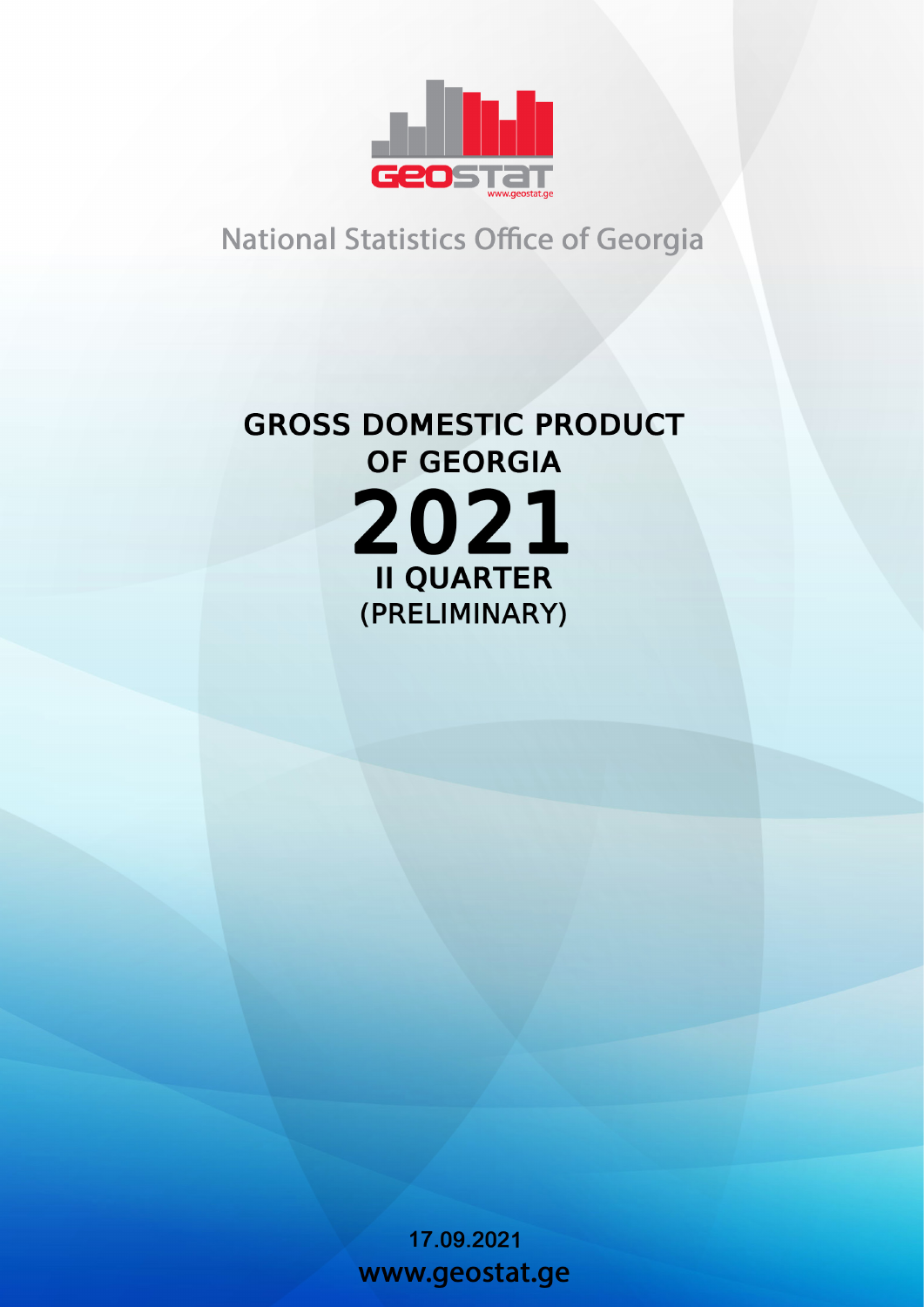National Statistics Office of Georgia

# GROSS DOMESTIC PRODUCT OF GEORGIA

# 2021

## II QUARTER

## (PRELIMINARY)

17.09.2021

www.geostat.ge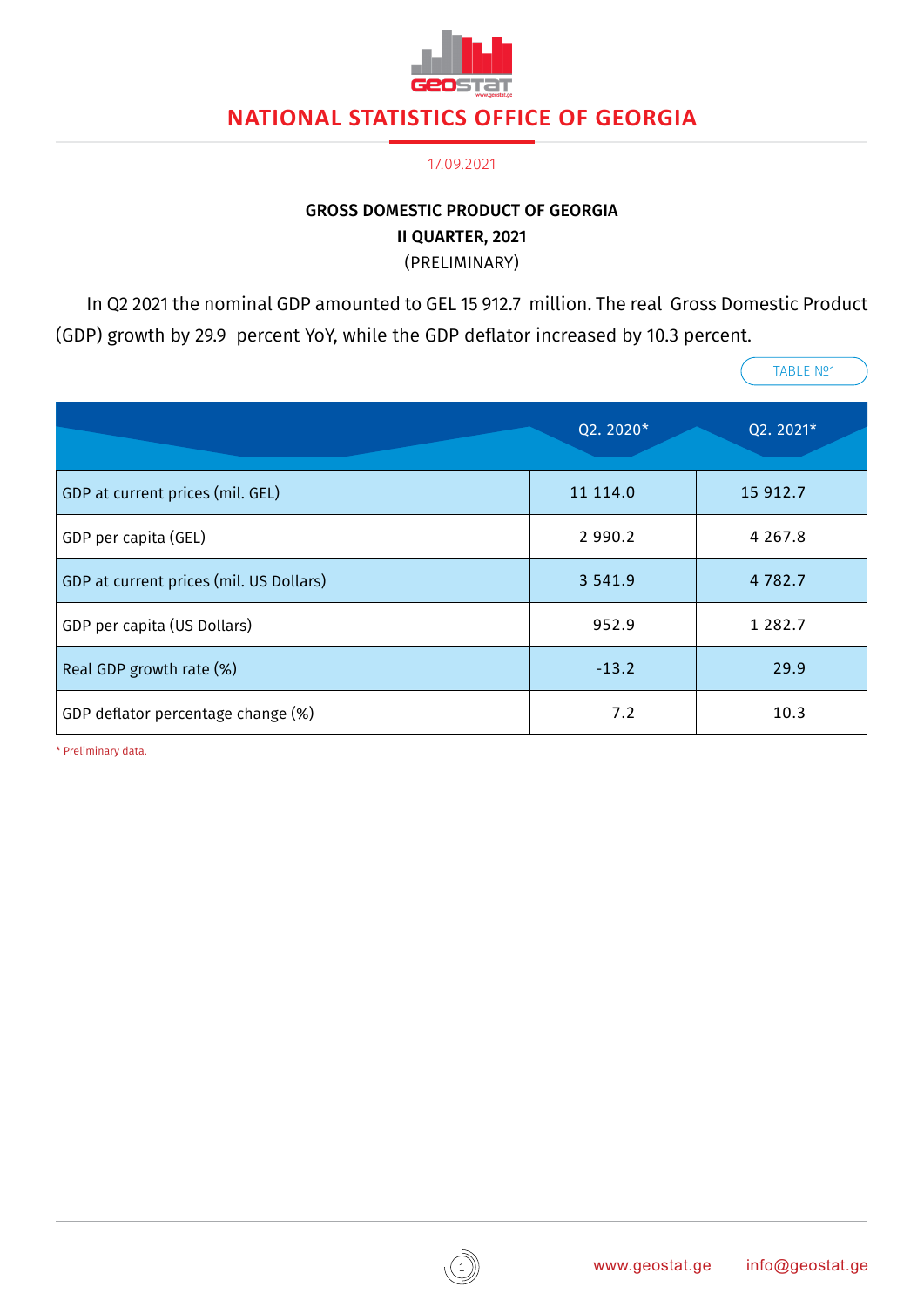# NATIONAL STATISTICS OFFICE OF GEORGIA

17.09.2021

**GROSS DOMESTIC PRODUCT OF GEORGIA**
**II QUARTER, 2021**
(PRELIMINARY)

In Q2 2021 the nominal GDP amounted to GEL 15 912.7 million. The real Gross Domestic Product (GDP) growth by 29.9 percent YoY, while the GDP deflator increased by 10.3 percent.

TABLE №1

| | Q2. 2020* | Q2. 2021* |
|---|---|---|
| GDP at current prices (mil. GEL) | 11 114.0 | 15 912.7 |
| GDP per capita (GEL) | 2 990.2 | 4 267.8 |
| GDP at current prices (mil. US Dollars) | 3 541.9 | 4 782.7 |
| GDP per capita (US Dollars) | 952.9 | 1 282.7 |
| Real GDP growth rate (%) | -13.2 | 29.9 |
| GDP deflator percentage change (%) | 7.2 | 10.3 |

* Preliminary data.

www.geostat.ge info@geostat.ge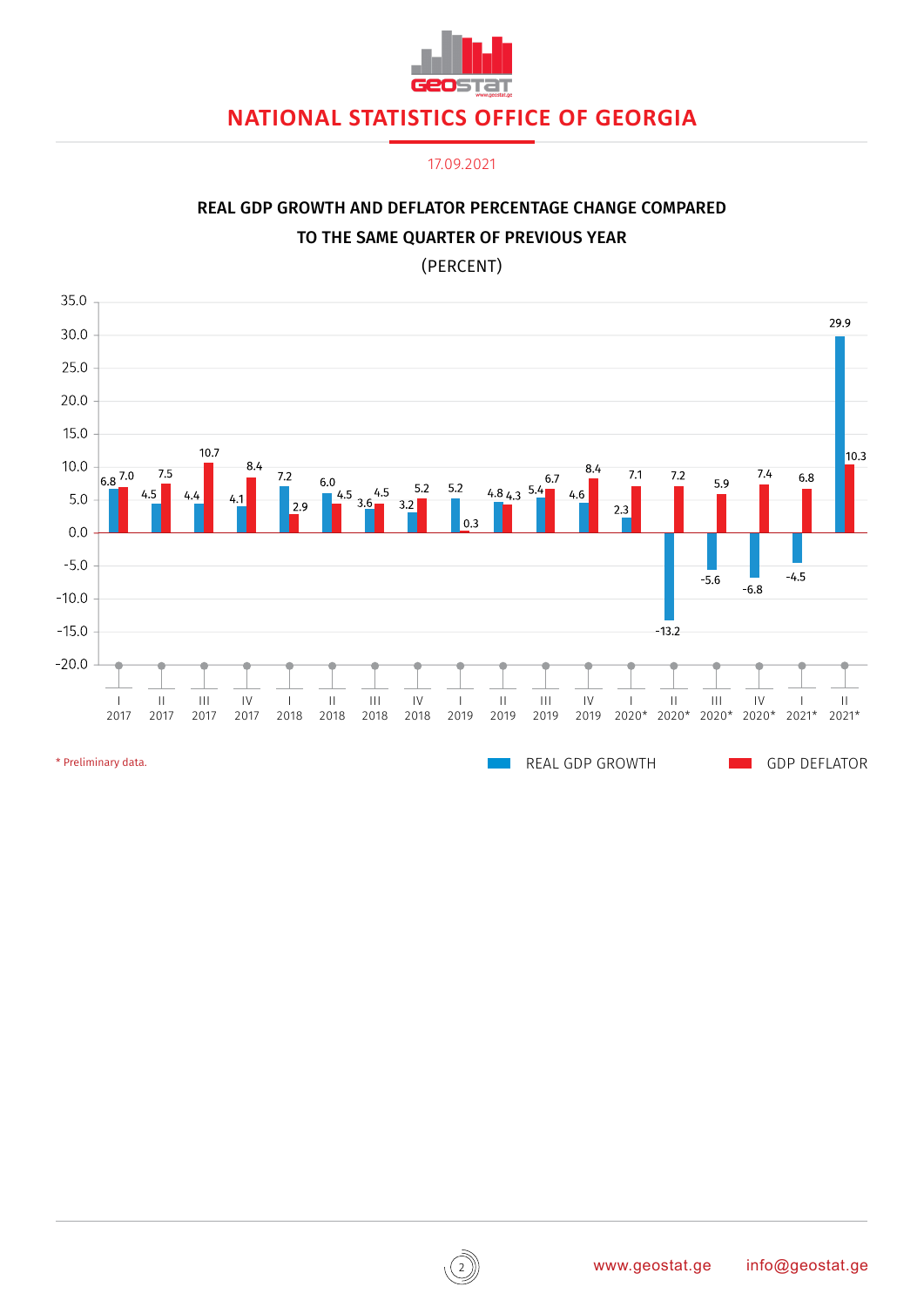# NATIONAL STATISTICS OFFICE OF GEORGIA

17.09.2021

## REAL GDP GROWTH AND DEFLATOR PERCENTAGE CHANGE COMPARED TO THE SAME QUARTER OF PREVIOUS YEAR

(PERCENT)

| Quarter | REAL GDP GROWTH | GDP DEFLATOR |
|---|---|---|
| I 2017 | 6.8 | 7.0 |
| II 2017 | 4.5 | 7.5 |
| III 2017 | 4.4 | 10.7 |
| IV 2017 | 4.1 | 8.4 |
| I 2018 | 7.2 | 2.9 |
| II 2018 | 6.0 | 4.5 |
| III 2018 | 3.6 | 4.5 |
| IV 2018 | 3.2 | 5.2 |
| I 2019 | 5.2 | 0.3 |
| II 2019 | 4.8 | 4.3 |
| III 2019 | 5.4 | 6.7 |
| IV 2019 | 4.6 | 8.4 |
| I 2020* | 2.3 | 7.1 |
| II 2020* | -13.2 | 7.2 |
| III 2020* | -5.6 | 5.9 |
| IV 2020* | -6.8 | 7.4 |
| I 2021* | -4.5 | 6.8 |
| II 2021* | 29.9 | 10.3 |

\* Preliminary data.

www.geostat.ge info@geostat.ge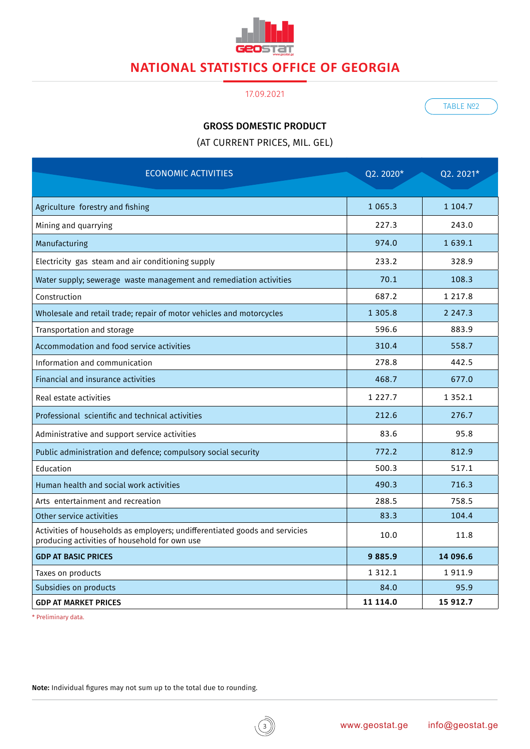# NATIONAL STATISTICS OFFICE OF GEORGIA

17.09.2021

TABLE №2

## GROSS DOMESTIC PRODUCT

(AT CURRENT PRICES, MIL. GEL)

| ECONOMIC ACTIVITIES | Q2. 2020* | Q2. 2021* |
|---|---|---|
| Agriculture  forestry and fishing | 1 065.3 | 1 104.7 |
| Mining and quarrying | 227.3 | 243.0 |
| Manufacturing | 974.0 | 1 639.1 |
| Electricity  gas  steam and air conditioning supply | 233.2 | 328.9 |
| Water supply; sewerage  waste management and remediation activities | 70.1 | 108.3 |
| Construction | 687.2 | 1 217.8 |
| Wholesale and retail trade; repair of motor vehicles and motorcycles | 1 305.8 | 2 247.3 |
| Transportation and storage | 596.6 | 883.9 |
| Accommodation and food service activities | 310.4 | 558.7 |
| Information and communication | 278.8 | 442.5 |
| Financial and insurance activities | 468.7 | 677.0 |
| Real estate activities | 1 227.7 | 1 352.1 |
| Professional  scientific and technical activities | 212.6 | 276.7 |
| Administrative and support service activities | 83.6 | 95.8 |
| Public administration and defence; compulsory social security | 772.2 | 812.9 |
| Education | 500.3 | 517.1 |
| Human health and social work activities | 490.3 | 716.3 |
| Arts  entertainment and recreation | 288.5 | 758.5 |
| Other service activities | 83.3 | 104.4 |
| Activities of households as employers; undifferentiated goods and services producing activities of household for own use | 10.0 | 11.8 |
| **GDP AT BASIC PRICES** | **9 885.9** | **14 096.6** |
| Taxes on products | 1 312.1 | 1 911.9 |
| Subsidies on products | 84.0 | 95.9 |
| **GDP AT MARKET PRICES** | **11 114.0** | **15 912.7** |

* Preliminary data.

**Note:** Individual figures may not sum up to the total due to rounding.

www.geostat.ge  info@geostat.ge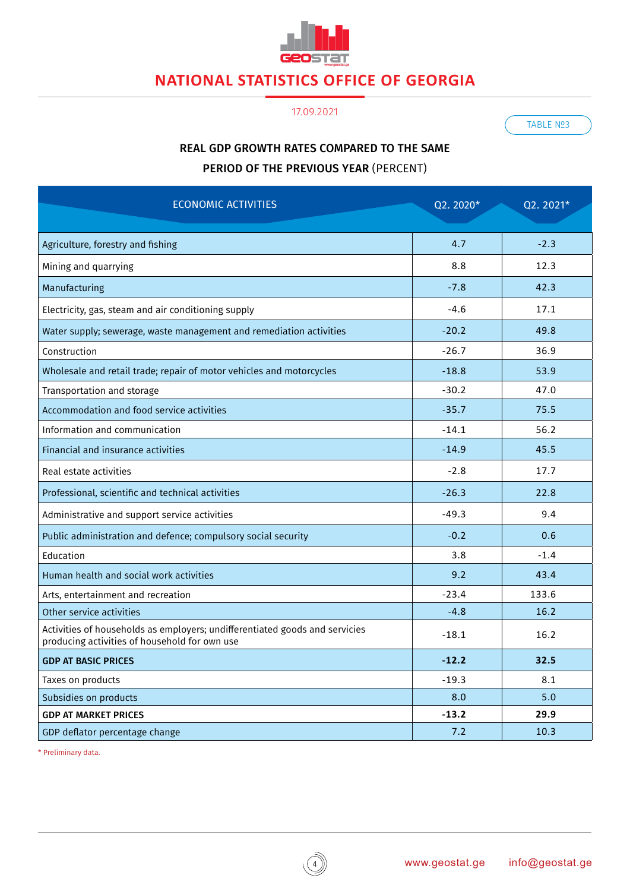# NATIONAL STATISTICS OFFICE OF GEORGIA

17.09.2021

TABLE №3

## REAL GDP GROWTH RATES COMPARED TO THE SAME PERIOD OF THE PREVIOUS YEAR (PERCENT)

| ECONOMIC ACTIVITIES | Q2. 2020* | Q2. 2021* |
|---|---|---|
| Agriculture, forestry and fishing | 4.7 | -2.3 |
| Mining and quarrying | 8.8 | 12.3 |
| Manufacturing | -7.8 | 42.3 |
| Electricity, gas, steam and air conditioning supply | -4.6 | 17.1 |
| Water supply; sewerage, waste management and remediation activities | -20.2 | 49.8 |
| Construction | -26.7 | 36.9 |
| Wholesale and retail trade; repair of motor vehicles and motorcycles | -18.8 | 53.9 |
| Transportation and storage | -30.2 | 47.0 |
| Accommodation and food service activities | -35.7 | 75.5 |
| Information and communication | -14.1 | 56.2 |
| Financial and insurance activities | -14.9 | 45.5 |
| Real estate activities | -2.8 | 17.7 |
| Professional, scientific and technical activities | -26.3 | 22.8 |
| Administrative and support service activities | -49.3 | 9.4 |
| Public administration and defence; compulsory social security | -0.2 | 0.6 |
| Education | 3.8 | -1.4 |
| Human health and social work activities | 9.2 | 43.4 |
| Arts, entertainment and recreation | -23.4 | 133.6 |
| Other service activities | -4.8 | 16.2 |
| Activities of households as employers; undifferentiated goods and services producing activities of household for own use | -18.1 | 16.2 |
| **GDP AT BASIC PRICES** | **-12.2** | **32.5** |
| Taxes on products | -19.3 | 8.1 |
| Subsidies on products | 8.0 | 5.0 |
| **GDP AT MARKET PRICES** | **-13.2** | **29.9** |
| GDP deflator percentage change | 7.2 | 10.3 |

\* Preliminary data.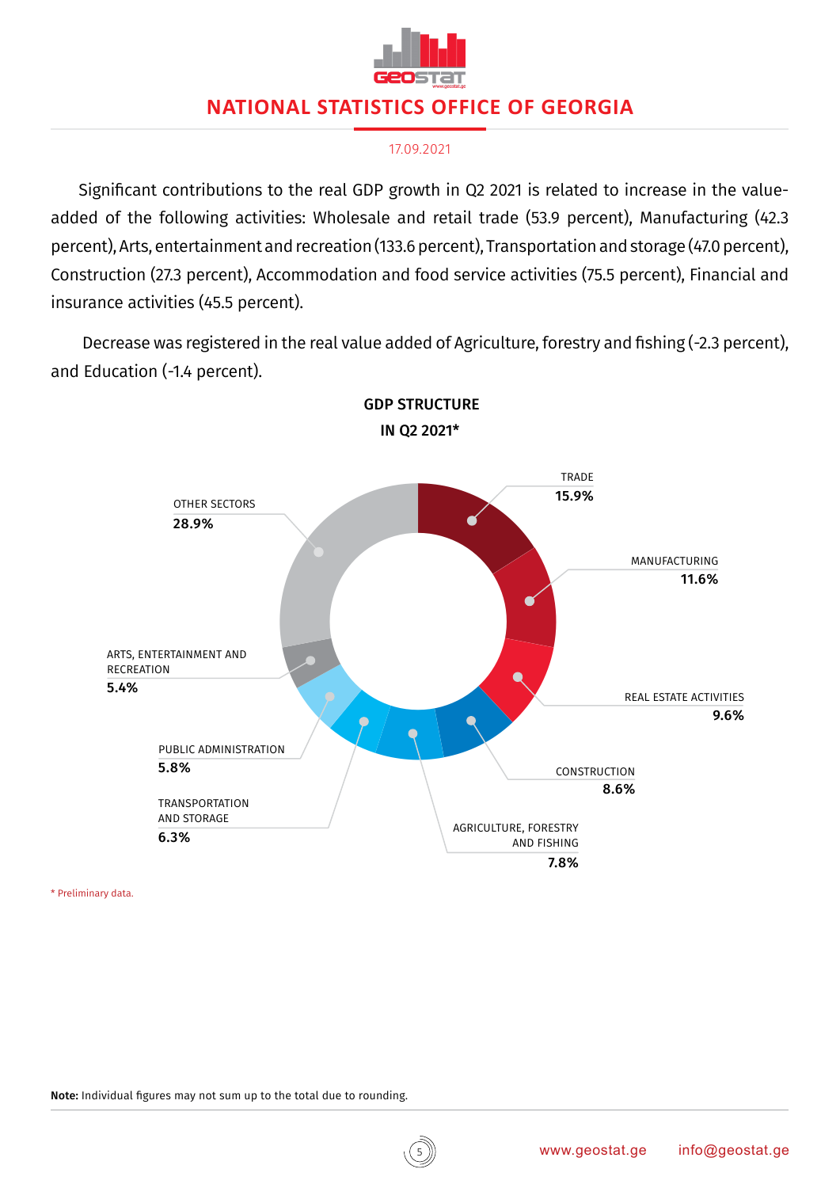# NATIONAL STATISTICS OFFICE OF GEORGIA

17.09.2021

Significant contributions to the real GDP growth in Q2 2021 is related to increase in the value-added of the following activities: Wholesale and retail trade (53.9 percent), Manufacturing (42.3 percent), Arts, entertainment and recreation (133.6 percent), Transportation and storage (47.0 percent), Construction (27.3 percent), Accommodation and food service activities (75.5 percent), Financial and insurance activities (45.5 percent).

Decrease was registered in the real value added of Agriculture, forestry and fishing (-2.3 percent), and Education (-1.4 percent).

**GDP STRUCTURE IN Q2 2021***

| Sector | Share |
|---|---|
| TRADE | 15.9% |
| MANUFACTURING | 11.6% |
| REAL ESTATE ACTIVITIES | 9.6% |
| CONSTRUCTION | 8.6% |
| AGRICULTURE, FORESTRY AND FISHING | 7.8% |
| TRANSPORTATION AND STORAGE | 6.3% |
| PUBLIC ADMINISTRATION | 5.8% |
| ARTS, ENTERTAINMENT AND RECREATION | 5.4% |
| OTHER SECTORS | 28.9% |

\* Preliminary data.

**Note:** Individual figures may not sum up to the total due to rounding.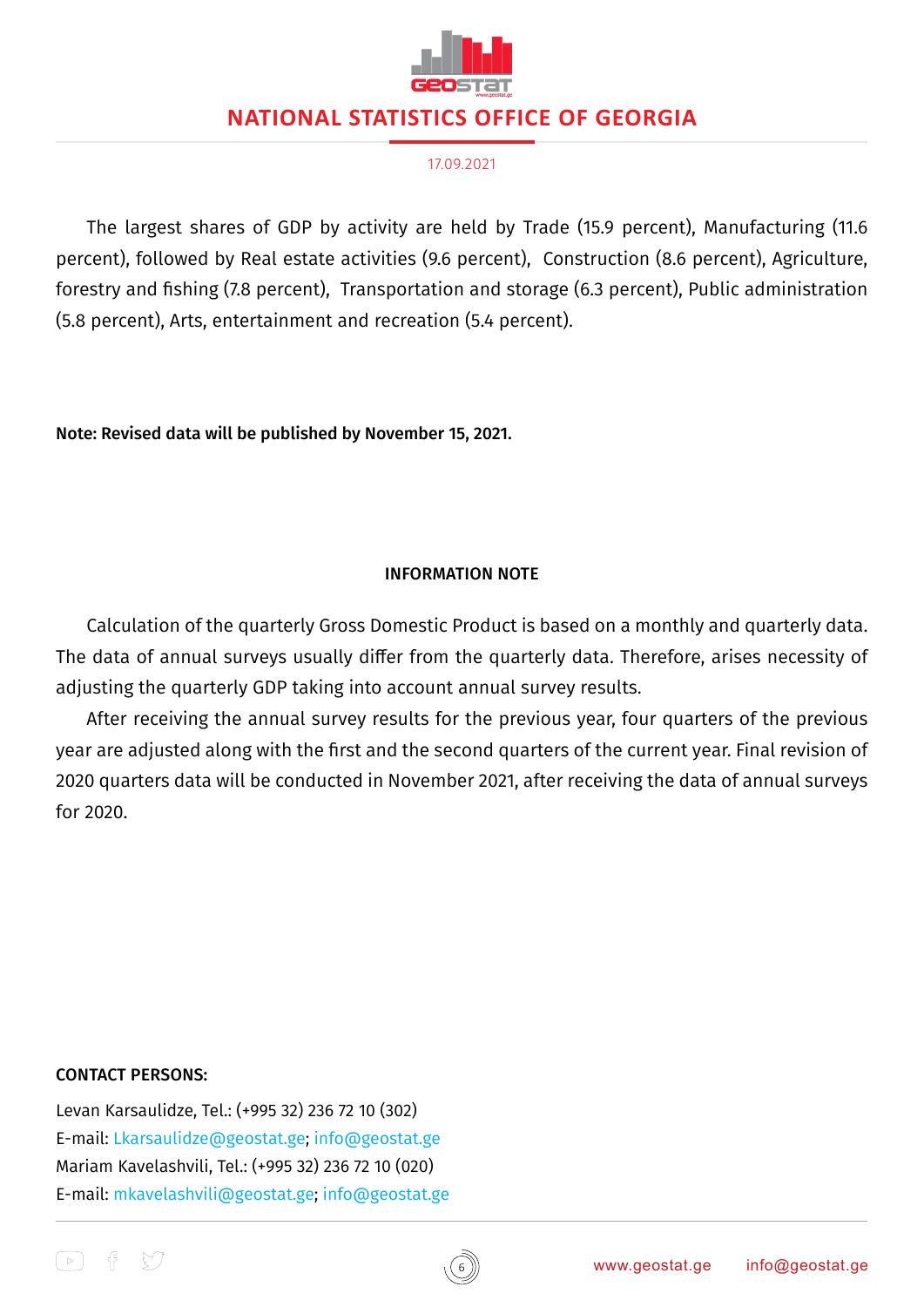The largest shares of GDP by activity are held by Trade (15.9 percent), Manufacturing (11.6 percent), followed by Real estate activities (9.6 percent), Construction (8.6 percent), Agriculture, forestry and fishing (7.8 percent), Transportation and storage (6.3 percent), Public administration (5.8 percent), Arts, entertainment and recreation (5.4 percent).

**Note: Revised data will be published by November 15, 2021.**

## INFORMATION NOTE

Calculation of the quarterly Gross Domestic Product is based on a monthly and quarterly data. The data of annual surveys usually differ from the quarterly data. Therefore, arises necessity of adjusting the quarterly GDP taking into account annual survey results.

After receiving the annual survey results for the previous year, four quarters of the previous year are adjusted along with the first and the second quarters of the current year. Final revision of 2020 quarters data will be conducted in November 2021, after receiving the data of annual surveys for 2020.

**CONTACT PERSONS:**

Levan Karsaulidze, Tel.: (+995 32) 236 72 10 (302)
E-mail: Lkarsaulidze@geostat.ge; info@geostat.ge
Mariam Kavelashvili, Tel.: (+995 32) 236 72 10 (020)
E-mail: mkavelashvili@geostat.ge; info@geostat.ge